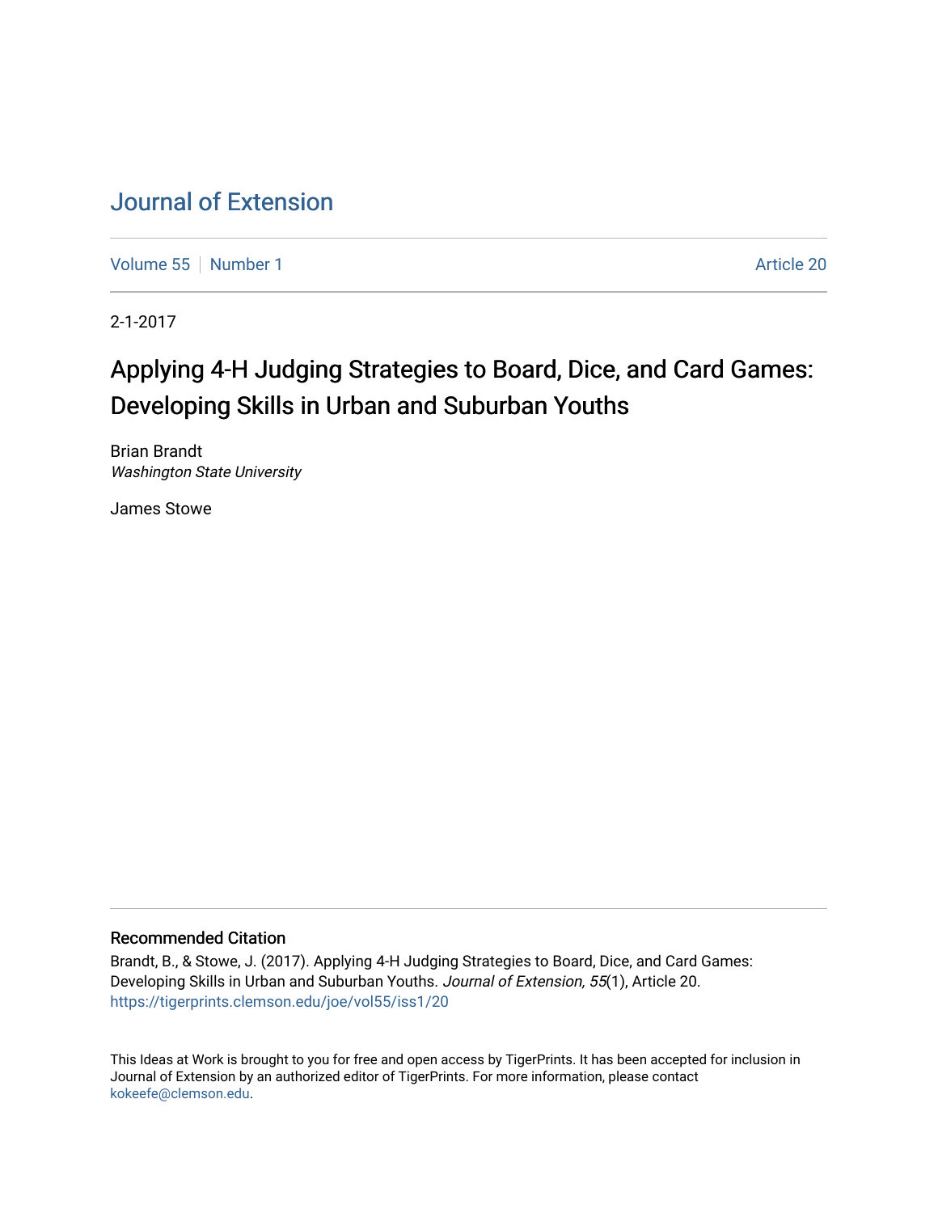# Journal of Extension

Volume 55 | Number 1 Article 20

2-1-2017

## Applying 4-H Judging Strategies to Board, Dice, and Card Games: Developing Skills in Urban and Suburban Youths

Brian Brandt
*Washington State University*

James Stowe

### Recommended Citation

Brandt, B., & Stowe, J. (2017). Applying 4-H Judging Strategies to Board, Dice, and Card Games: Developing Skills in Urban and Suburban Youths. *Journal of Extension, 55*(1), Article 20. https://tigerprints.clemson.edu/joe/vol55/iss1/20

This Ideas at Work is brought to you for free and open access by TigerPrints. It has been accepted for inclusion in Journal of Extension by an authorized editor of TigerPrints. For more information, please contact kokeefe@clemson.edu.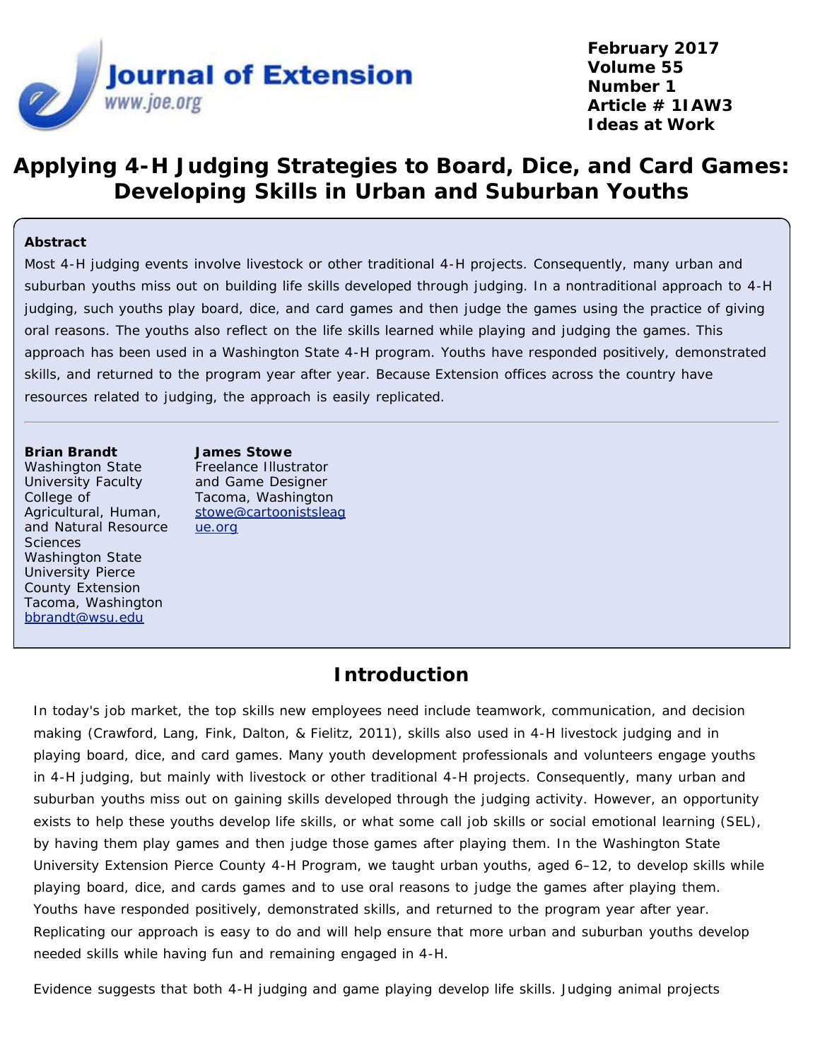# Applying 4-H Judging Strategies to Board, Dice, and Card Games: Developing Skills in Urban and Suburban Youths

## Abstract

Most 4-H judging events involve livestock or other traditional 4-H projects. Consequently, many urban and suburban youths miss out on building life skills developed through judging. In a nontraditional approach to 4-H judging, such youths play board, dice, and card games and then judge the games using the practice of giving oral reasons. The youths also reflect on the life skills learned while playing and judging the games. This approach has been used in a Washington State 4-H program. Youths have responded positively, demonstrated skills, and returned to the program year after year. Because Extension offices across the country have resources related to judging, the approach is easily replicated.

**Brian Brandt**
Washington State University Faculty
College of Agricultural, Human, and Natural Resource Sciences
Washington State University Pierce County Extension
Tacoma, Washington
bbrandt@wsu.edu

**James Stowe**
Freelance Illustrator and Game Designer
Tacoma, Washington
stowe@cartoonistsleague.org

## Introduction

In today's job market, the top skills new employees need include teamwork, communication, and decision making (Crawford, Lang, Fink, Dalton, & Fielitz, 2011), skills also used in 4-H livestock judging and in playing board, dice, and card games. Many youth development professionals and volunteers engage youths in 4-H judging, but mainly with livestock or other traditional 4-H projects. Consequently, many urban and suburban youths miss out on gaining skills developed through the judging activity. However, an opportunity exists to help these youths develop life skills, or what some call job skills or social emotional learning (SEL), by having them play games and then judge those games after playing them. In the Washington State University Extension Pierce County 4-H Program, we taught urban youths, aged 6–12, to develop skills while playing board, dice, and cards games and to use oral reasons to judge the games after playing them. Youths have responded positively, demonstrated skills, and returned to the program year after year. Replicating our approach is easy to do and will help ensure that more urban and suburban youths develop needed skills while having fun and remaining engaged in 4-H.

Evidence suggests that both 4-H judging and game playing develop life skills. Judging animal projects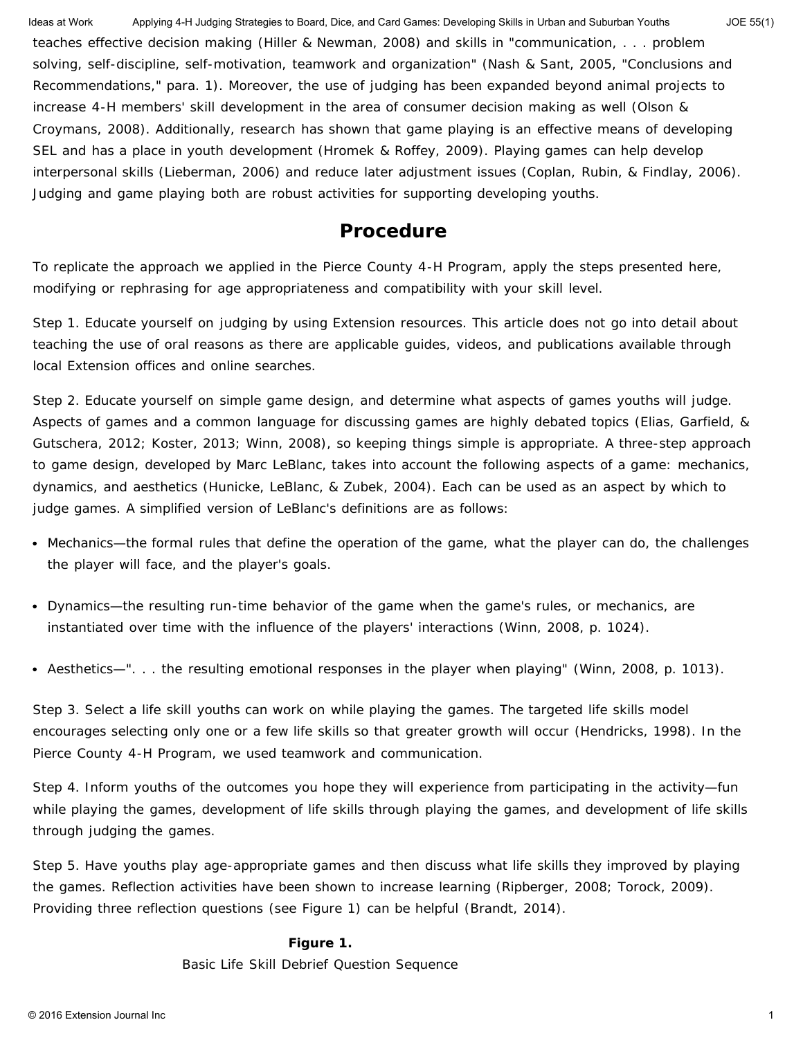teaches effective decision making (Hiller & Newman, 2008) and skills in "communication, . . . problem solving, self-discipline, self-motivation, teamwork and organization" (Nash & Sant, 2005, "Conclusions and Recommendations," para. 1). Moreover, the use of judging has been expanded beyond animal projects to increase 4-H members' skill development in the area of consumer decision making as well (Olson & Croymans, 2008). Additionally, research has shown that game playing is an effective means of developing SEL and has a place in youth development (Hromek & Roffey, 2009). Playing games can help develop interpersonal skills (Lieberman, 2006) and reduce later adjustment issues (Coplan, Rubin, & Findlay, 2006). Judging and game playing both are robust activities for supporting developing youths.

## Procedure

To replicate the approach we applied in the Pierce County 4-H Program, apply the steps presented here, modifying or rephrasing for age appropriateness and compatibility with your skill level.

Step 1. Educate yourself on judging by using Extension resources. This article does not go into detail about teaching the use of oral reasons as there are applicable guides, videos, and publications available through local Extension offices and online searches.

Step 2. Educate yourself on simple game design, and determine what aspects of games youths will judge. Aspects of games and a common language for discussing games are highly debated topics (Elias, Garfield, & Gutschera, 2012; Koster, 2013; Winn, 2008), so keeping things simple is appropriate. A three-step approach to game design, developed by Marc LeBlanc, takes into account the following aspects of a game: mechanics, dynamics, and aesthetics (Hunicke, LeBlanc, & Zubek, 2004). Each can be used as an aspect by which to judge games. A simplified version of LeBlanc's definitions are as follows:

- Mechanics—the formal rules that define the operation of the game, what the player can do, the challenges the player will face, and the player's goals.
- Dynamics—the resulting run-time behavior of the game when the game's rules, or mechanics, are instantiated over time with the influence of the players' interactions (Winn, 2008, p. 1024).
- Aesthetics—". . . the resulting emotional responses in the player when playing" (Winn, 2008, p. 1013).

Step 3. Select a life skill youths can work on while playing the games. The targeted life skills model encourages selecting only one or a few life skills so that greater growth will occur (Hendricks, 1998). In the Pierce County 4-H Program, we used teamwork and communication.

Step 4. Inform youths of the outcomes you hope they will experience from participating in the activity—fun while playing the games, development of life skills through playing the games, and development of life skills through judging the games.

Step 5. Have youths play age-appropriate games and then discuss what life skills they improved by playing the games. Reflection activities have been shown to increase learning (Ripberger, 2008; Torock, 2009). Providing three reflection questions (see Figure 1) can be helpful (Brandt, 2014).

**Figure 1.**

Basic Life Skill Debrief Question Sequence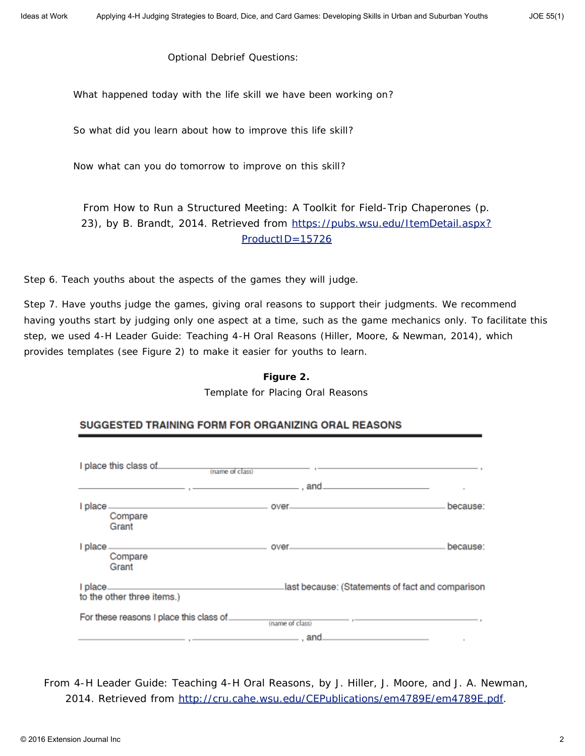Optional Debrief Questions:

What happened today with the life skill we have been working on?

So what did you learn about how to improve this life skill?

Now what can you do tomorrow to improve on this skill?

From How to Run a Structured Meeting: A Toolkit for Field-Trip Chaperones (p. 23), by B. Brandt, 2014. Retrieved from https://pubs.wsu.edu/ItemDetail.aspx?ProductID=15726

Step 6. Teach youths about the aspects of the games they will judge.

Step 7. Have youths judge the games, giving oral reasons to support their judgments. We recommend having youths start by judging only one aspect at a time, such as the game mechanics only. To facilitate this step, we used 4-H Leader Guide: Teaching 4-H Oral Reasons (Hiller, Moore, & Newman, 2014), which provides templates (see Figure 2) to make it easier for youths to learn.

**Figure 2.**

Template for Placing Oral Reasons

**SUGGESTED TRAINING FORM FOR ORGANIZING ORAL REASONS**

I place this class of ____________ (name of class) ____________, ____________,

____________, ____________, and ____________.

I place ____________ over ____________ because:
 Compare
 Grant

I place ____________ over ____________ because:
 Compare
 Grant

I place ____________ last because: (Statements of fact and comparison to the other three items.)

For these reasons I place this class of ____________ (name of class) ____________, ____________,

____________, ____________, and ____________.

From 4-H Leader Guide: Teaching 4-H Oral Reasons, by J. Hiller, J. Moore, and J. A. Newman, 2014. Retrieved from http://cru.cahe.wsu.edu/CEPublications/em4789E/em4789E.pdf.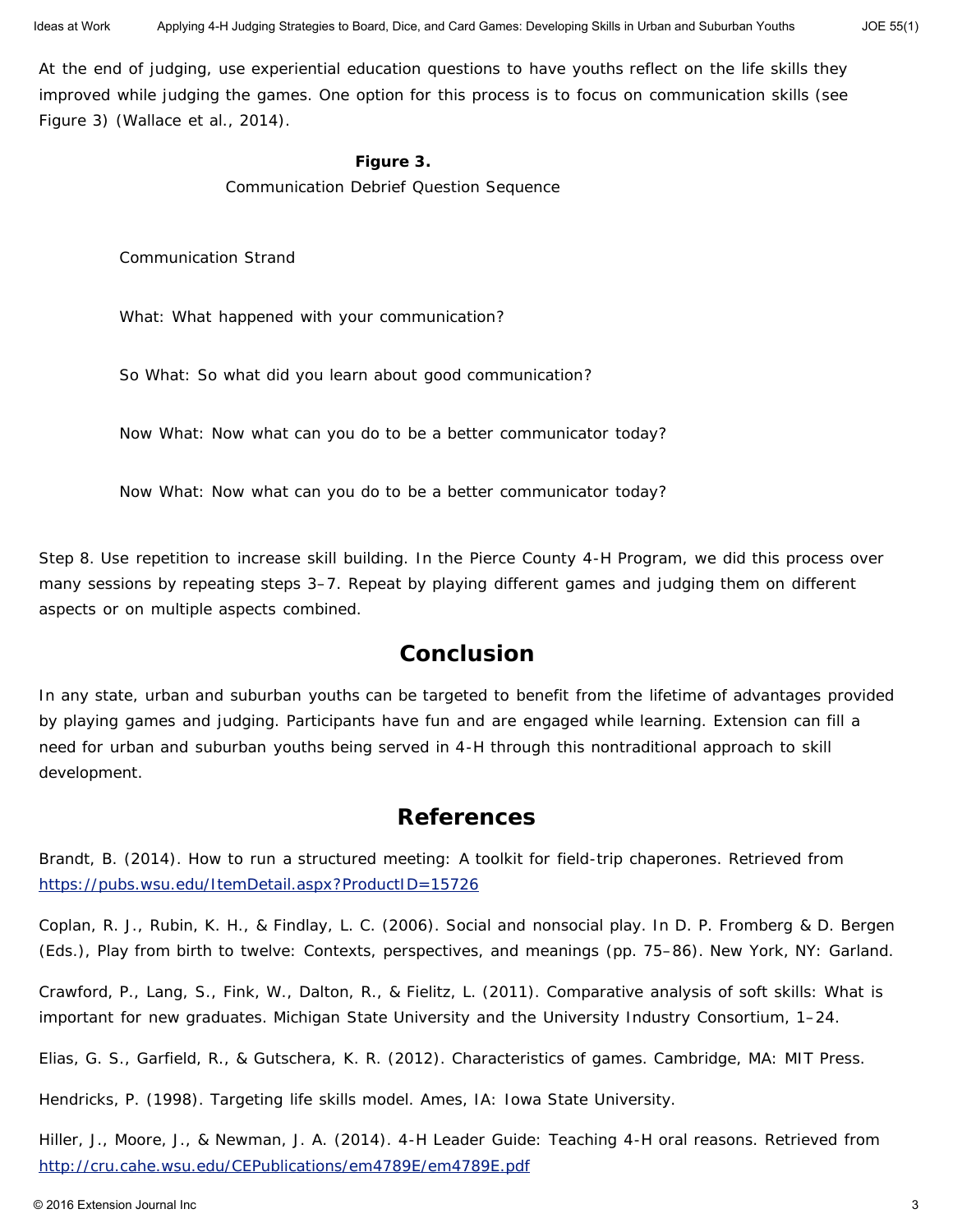At the end of judging, use experiential education questions to have youths reflect on the life skills they improved while judging the games. One option for this process is to focus on communication skills (see Figure 3) (Wallace et al., 2014).

**Figure 3.**
Communication Debrief Question Sequence

Communication Strand

What: What happened with your communication?

So What: So what did you learn about good communication?

Now What: Now what can you do to be a better communicator today?

Now What: Now what can you do to be a better communicator today?

Step 8. Use repetition to increase skill building. In the Pierce County 4-H Program, we did this process over many sessions by repeating steps 3–7. Repeat by playing different games and judging them on different aspects or on multiple aspects combined.

## Conclusion

In any state, urban and suburban youths can be targeted to benefit from the lifetime of advantages provided by playing games and judging. Participants have fun and are engaged while learning. Extension can fill a need for urban and suburban youths being served in 4-H through this nontraditional approach to skill development.

## References

Brandt, B. (2014). How to run a structured meeting: A toolkit for field-trip chaperones. Retrieved from https://pubs.wsu.edu/ItemDetail.aspx?ProductID=15726

Coplan, R. J., Rubin, K. H., & Findlay, L. C. (2006). Social and nonsocial play. In D. P. Fromberg & D. Bergen (Eds.), Play from birth to twelve: Contexts, perspectives, and meanings (pp. 75–86). New York, NY: Garland.

Crawford, P., Lang, S., Fink, W., Dalton, R., & Fielitz, L. (2011). Comparative analysis of soft skills: What is important for new graduates. Michigan State University and the University Industry Consortium, 1–24.

Elias, G. S., Garfield, R., & Gutschera, K. R. (2012). Characteristics of games. Cambridge, MA: MIT Press.

Hendricks, P. (1998). Targeting life skills model. Ames, IA: Iowa State University.

Hiller, J., Moore, J., & Newman, J. A. (2014). 4-H Leader Guide: Teaching 4-H oral reasons. Retrieved from http://cru.cahe.wsu.edu/CEPublications/em4789E/em4789E.pdf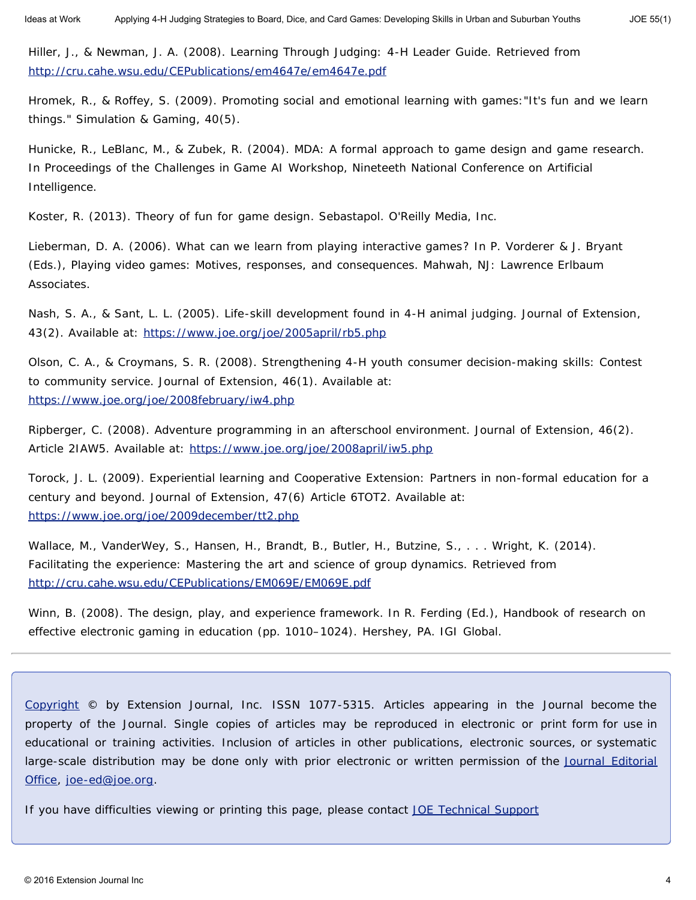Hiller, J., & Newman, J. A. (2008). Learning Through Judging: 4-H Leader Guide. Retrieved from http://cru.cahe.wsu.edu/CEPublications/em4647e/em4647e.pdf

Hromek, R., & Roffey, S. (2009). Promoting social and emotional learning with games:"It's fun and we learn things." Simulation & Gaming, 40(5).

Hunicke, R., LeBlanc, M., & Zubek, R. (2004). MDA: A formal approach to game design and game research. In Proceedings of the Challenges in Game AI Workshop, Nineteeth National Conference on Artificial Intelligence.

Koster, R. (2013). Theory of fun for game design. Sebastapol. O'Reilly Media, Inc.

Lieberman, D. A. (2006). What can we learn from playing interactive games? In P. Vorderer & J. Bryant (Eds.), Playing video games: Motives, responses, and consequences. Mahwah, NJ: Lawrence Erlbaum Associates.

Nash, S. A., & Sant, L. L. (2005). Life-skill development found in 4-H animal judging. Journal of Extension, 43(2). Available at: https://www.joe.org/joe/2005april/rb5.php

Olson, C. A., & Croymans, S. R. (2008). Strengthening 4-H youth consumer decision-making skills: Contest to community service. Journal of Extension, 46(1). Available at: https://www.joe.org/joe/2008february/iw4.php

Ripberger, C. (2008). Adventure programming in an afterschool environment. Journal of Extension, 46(2). Article 2IAW5. Available at: https://www.joe.org/joe/2008april/iw5.php

Torock, J. L. (2009). Experiential learning and Cooperative Extension: Partners in non-formal education for a century and beyond. Journal of Extension, 47(6) Article 6TOT2. Available at: https://www.joe.org/joe/2009december/tt2.php

Wallace, M., VanderWey, S., Hansen, H., Brandt, B., Butler, H., Butzine, S., . . . Wright, K. (2014). Facilitating the experience: Mastering the art and science of group dynamics. Retrieved from http://cru.cahe.wsu.edu/CEPublications/EM069E/EM069E.pdf

Winn, B. (2008). The design, play, and experience framework. In R. Ferding (Ed.), Handbook of research on effective electronic gaming in education (pp. 1010–1024). Hershey, PA. IGI Global.

---

Copyright © by Extension Journal, Inc. ISSN 1077-5315. Articles appearing in the Journal become the property of the Journal. Single copies of articles may be reproduced in electronic or print form for use in educational or training activities. Inclusion of articles in other publications, electronic sources, or systematic large-scale distribution may be done only with prior electronic or written permission of the Journal Editorial Office, joe-ed@joe.org.

If you have difficulties viewing or printing this page, please contact JOE Technical Support